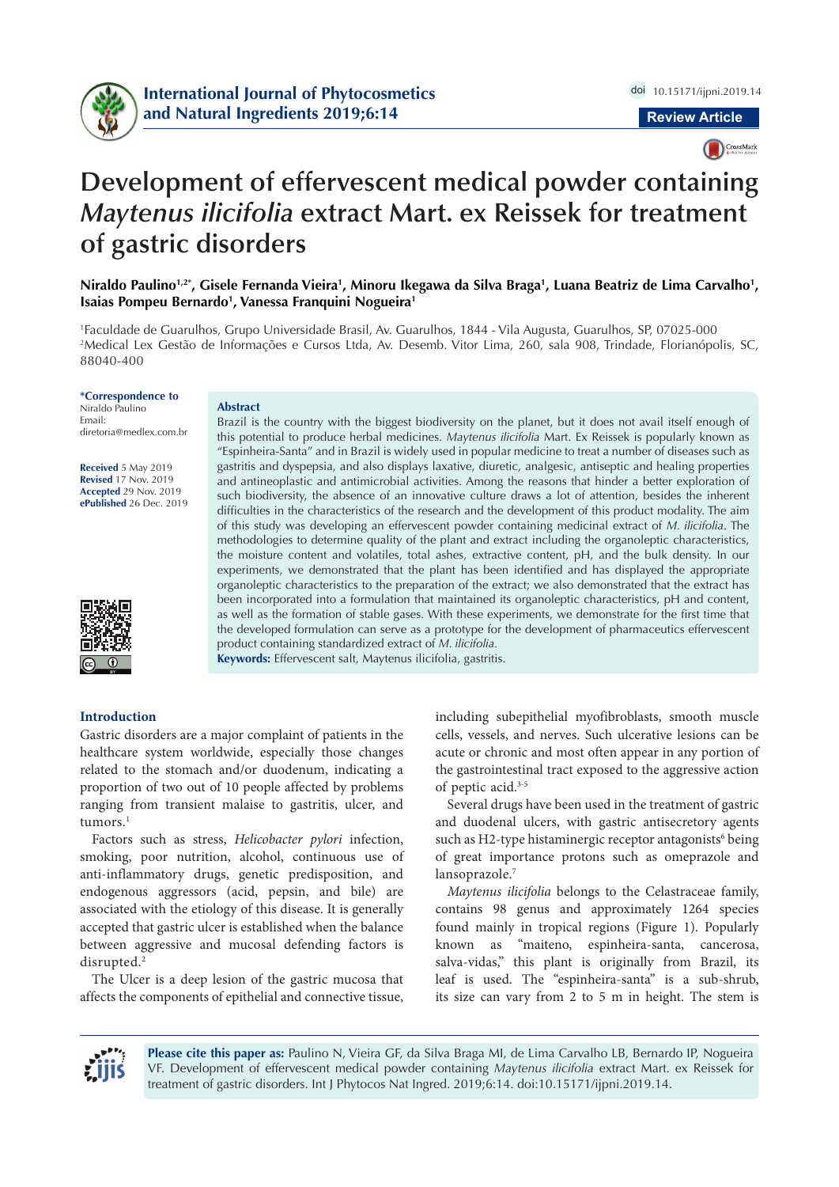International Journal of Phytocosmetics and Natural Ingredients 2019;6:14

doi 10.15171/ijpni.2019.14

Review Article

# Development of effervescent medical powder containing *Maytenus ilicifolia* extract Mart. ex Reissek for treatment of gastric disorders

**Niraldo Paulino[1,2*], Gisele Fernanda Vieira[1], Minoru Ikegawa da Silva Braga[1], Luana Beatriz de Lima Carvalho[1], Isaias Pompeu Bernardo[1], Vanessa Franquini Nogueira[1]**

[1]Faculdade de Guarulhos, Grupo Universidade Brasil, Av. Guarulhos, 1844 - Vila Augusta, Guarulhos, SP, 07025-000
[2]Medical Lex Gestão de Informações e Cursos Ltda, Av. Desemb. Vitor Lima, 260, sala 908, Trindade, Florianópolis, SC, 88040-400

**\*Correspondence to**
Niraldo Paulino
Email: diretoria@medlex.com.br

**Received** 5 May 2019
**Revised** 17 Nov. 2019
**Accepted** 29 Nov. 2019
**ePublished** 26 Dec. 2019

## Abstract

Brazil is the country with the biggest biodiversity on the planet, but it does not avail itself enough of this potential to produce herbal medicines. *Maytenus ilicifolia* Mart. Ex Reissek is popularly known as "Espinheira-Santa" and in Brazil is widely used in popular medicine to treat a number of diseases such as gastritis and dyspepsia, and also displays laxative, diuretic, analgesic, antiseptic and healing properties and antineoplastic and antimicrobial activities. Among the reasons that hinder a better exploration of such biodiversity, the absence of an innovative culture draws a lot of attention, besides the inherent difficulties in the characteristics of the research and the development of this product modality. The aim of this study was developing an effervescent powder containing medicinal extract of *M. ilicifolia*. The methodologies to determine quality of the plant and extract including the organoleptic characteristics, the moisture content and volatiles, total ashes, extractive content, pH, and the bulk density. In our experiments, we demonstrated that the plant has been identified and has displayed the appropriate organoleptic characteristics to the preparation of the extract; we also demonstrated that the extract has been incorporated into a formulation that maintained its organoleptic characteristics, pH and content, as well as the formation of stable gases. With these experiments, we demonstrate for the first time that the developed formulation can serve as a prototype for the development of pharmaceutics effervescent product containing standardized extract of *M. ilicifolia.*

**Keywords:** Effervescent salt, Maytenus ilicifolia, gastritis.

## Introduction

Gastric disorders are a major complaint of patients in the healthcare system worldwide, especially those changes related to the stomach and/or duodenum, indicating a proportion of two out of 10 people affected by problems ranging from transient malaise to gastritis, ulcer, and tumors.[1]

Factors such as stress, *Helicobacter pylori* infection, smoking, poor nutrition, alcohol, continuous use of anti-inflammatory drugs, genetic predisposition, and endogenous aggressors (acid, pepsin, and bile) are associated with the etiology of this disease. It is generally accepted that gastric ulcer is established when the balance between aggressive and mucosal defending factors is disrupted.[2]

The Ulcer is a deep lesion of the gastric mucosa that affects the components of epithelial and connective tissue, including subepithelial myofibroblasts, smooth muscle cells, vessels, and nerves. Such ulcerative lesions can be acute or chronic and most often appear in any portion of the gastrointestinal tract exposed to the aggressive action of peptic acid.[3-5]

Several drugs have been used in the treatment of gastric and duodenal ulcers, with gastric antisecretory agents such as H2-type histaminergic receptor antagonists[6] being of great importance protons such as omeprazole and lansoprazole.[7]

*Maytenus ilicifolia* belongs to the Celastraceae family, contains 98 genus and approximately 1264 species found mainly in tropical regions (Figure 1). Popularly known as "maiteno, espinheira-santa, cancerosa, salva-vidas," this plant is originally from Brazil, its leaf is used. The "espinheira-santa" is a sub-shrub, its size can vary from 2 to 5 m in height. The stem is

**Please cite this paper as:** Paulino N, Vieira GF, da Silva Braga MI, de Lima Carvalho LB, Bernardo IP, Nogueira VF. Development of effervescent medical powder containing *Maytenus ilicifolia* extract Mart. ex Reissek for treatment of gastric disorders. Int J Phytocos Nat Ingred. 2019;6:14. doi:10.15171/ijpni.2019.14.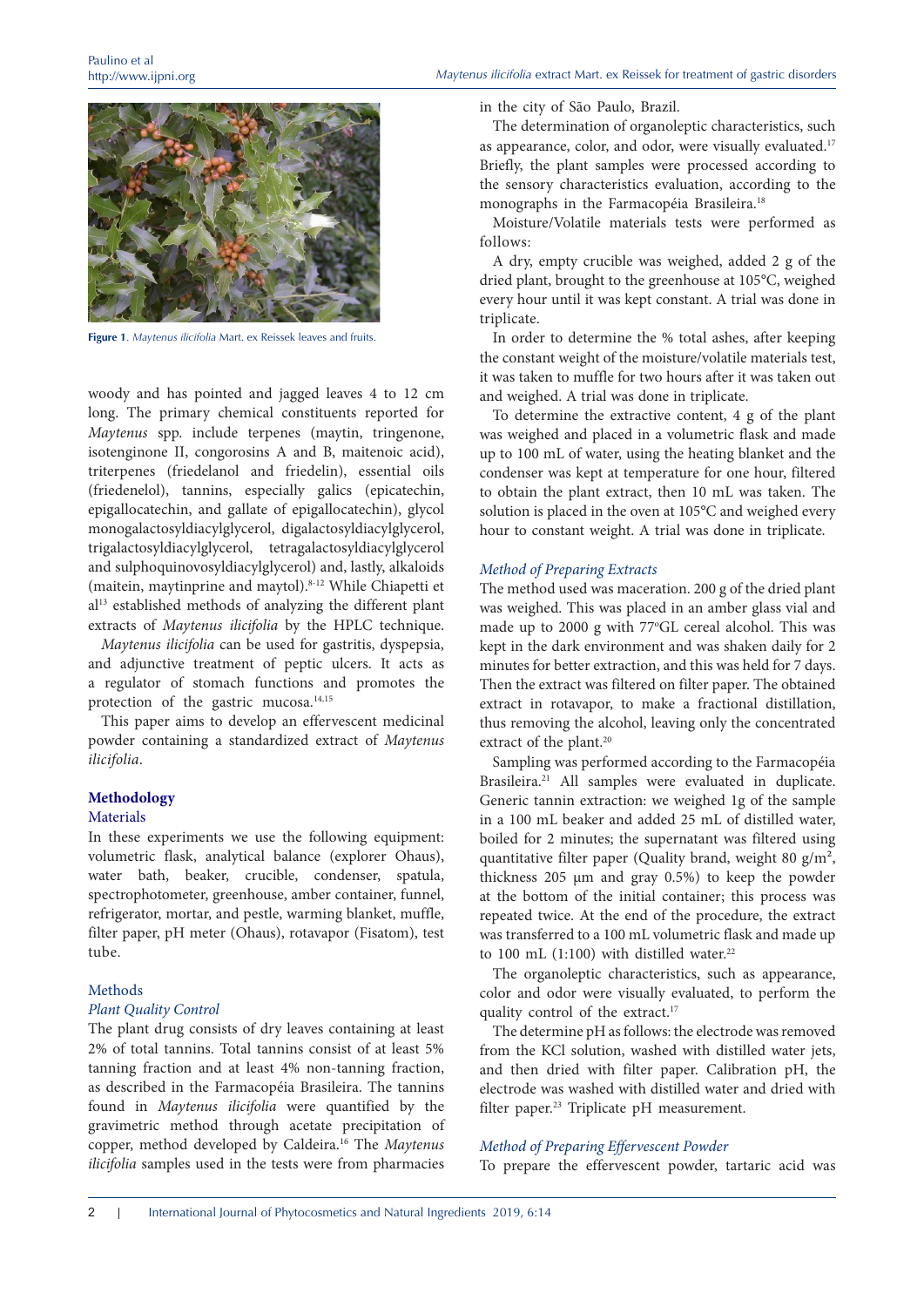Figure 1. *Maytenus ilicifolia* Mart. ex Reissek leaves and fruits.

woody and has pointed and jagged leaves 4 to 12 cm long. The primary chemical constituents reported for *Maytenus* spp. include terpenes (maytin, tringenone, isotenginone II, congorosins A and B, maitenoic acid), triterpenes (friedelanol and friedelin), essential oils (friedenelol), tannins, especially galics (epicatechin, epigallocatechin, and gallate of epigallocatechin), glycol monogalactosyldiacylglycerol, digalactosyldiacylglycerol, trigalactosyldiacylglycerol, tetragalactosyldiacylglycerol and sulphoquinovosyldiacylglycerol) and, lastly, alkaloids (maitein, maytinprine and maytol).[8-12] While Chiapetti et al[13] established methods of analyzing the different plant extracts of *Maytenus ilicifolia* by the HPLC technique.

*Maytenus ilicifolia* can be used for gastritis, dyspepsia, and adjunctive treatment of peptic ulcers. It acts as a regulator of stomach functions and promotes the protection of the gastric mucosa.[14,15]

This paper aims to develop an effervescent medicinal powder containing a standardized extract of *Maytenus ilicifolia*.

## Methodology

### Materials

In these experiments we use the following equipment: volumetric flask, analytical balance (explorer Ohaus), water bath, beaker, crucible, condenser, spatula, spectrophotometer, greenhouse, amber container, funnel, refrigerator, mortar, and pestle, warming blanket, muffle, filter paper, pH meter (Ohaus), rotavapor (Fisatom), test tube.

### Methods

#### *Plant Quality Control*

The plant drug consists of dry leaves containing at least 2% of total tannins. Total tannins consist of at least 5% tanning fraction and at least 4% non-tanning fraction, as described in the Farmacopéia Brasileira. The tannins found in *Maytenus ilicifolia* were quantified by the gravimetric method through acetate precipitation of copper, method developed by Caldeira.[16] The *Maytenus ilicifolia* samples used in the tests were from pharmacies in the city of São Paulo, Brazil.

The determination of organoleptic characteristics, such as appearance, color, and odor, were visually evaluated.[17] Briefly, the plant samples were processed according to the sensory characteristics evaluation, according to the monographs in the Farmacopéia Brasileira.[18]

Moisture/Volatile materials tests were performed as follows:

A dry, empty crucible was weighed, added 2 g of the dried plant, brought to the greenhouse at 105°C, weighed every hour until it was kept constant. A trial was done in triplicate.

In order to determine the % total ashes, after keeping the constant weight of the moisture/volatile materials test, it was taken to muffle for two hours after it was taken out and weighed. A trial was done in triplicate.

To determine the extractive content, 4 g of the plant was weighed and placed in a volumetric flask and made up to 100 mL of water, using the heating blanket and the condenser was kept at temperature for one hour, filtered to obtain the plant extract, then 10 mL was taken. The solution is placed in the oven at 105°C and weighed every hour to constant weight. A trial was done in triplicate.

#### *Method of Preparing Extracts*

The method used was maceration. 200 g of the dried plant was weighed. This was placed in an amber glass vial and made up to 2000 g with 77ºGL cereal alcohol. This was kept in the dark environment and was shaken daily for 2 minutes for better extraction, and this was held for 7 days. Then the extract was filtered on filter paper. The obtained extract in rotavapor, to make a fractional distillation, thus removing the alcohol, leaving only the concentrated extract of the plant.[20]

Sampling was performed according to the Farmacopéia Brasileira.[21] All samples were evaluated in duplicate. Generic tannin extraction: we weighed 1g of the sample in a 100 mL beaker and added 25 mL of distilled water, boiled for 2 minutes; the supernatant was filtered using quantitative filter paper (Quality brand, weight 80 g/m², thickness 205 µm and gray 0.5%) to keep the powder at the bottom of the initial container; this process was repeated twice. At the end of the procedure, the extract was transferred to a 100 mL volumetric flask and made up to 100 mL (1:100) with distilled water.[22]

The organoleptic characteristics, such as appearance, color and odor were visually evaluated, to perform the quality control of the extract.[17]

The determine pH as follows: the electrode was removed from the KCl solution, washed with distilled water jets, and then dried with filter paper. Calibration pH, the electrode was washed with distilled water and dried with filter paper.[23] Triplicate pH measurement.

#### *Method of Preparing Effervescent Powder*

To prepare the effervescent powder, tartaric acid was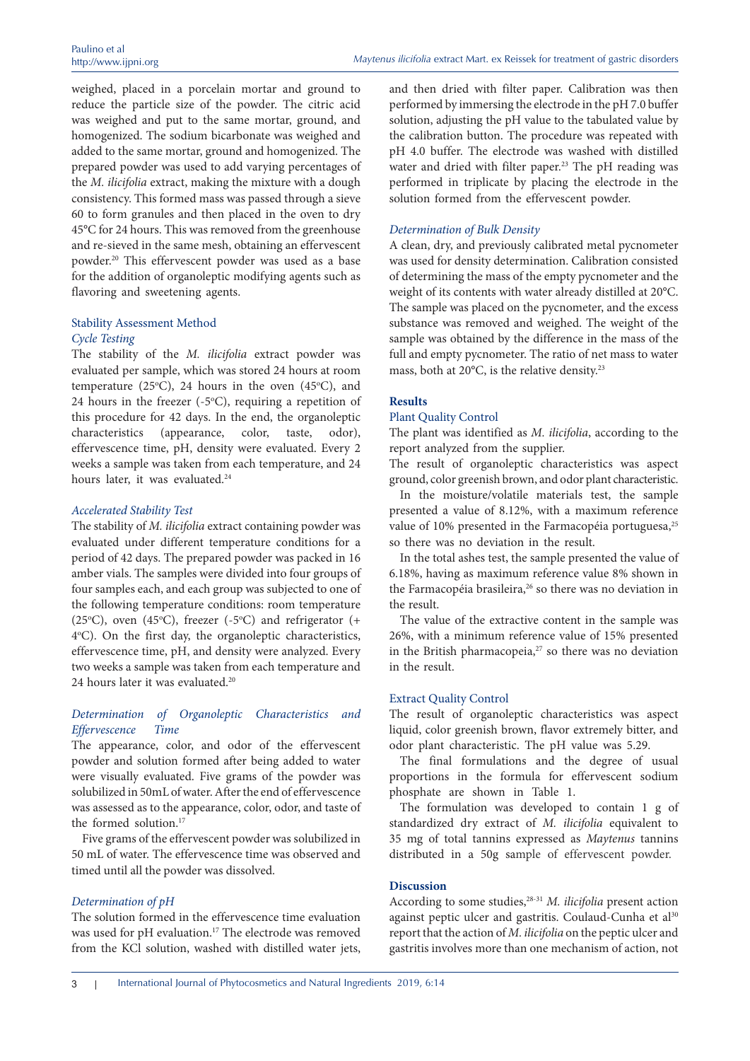weighed, placed in a porcelain mortar and ground to reduce the particle size of the powder. The citric acid was weighed and put to the same mortar, ground, and homogenized. The sodium bicarbonate was weighed and added to the same mortar, ground and homogenized. The prepared powder was used to add varying percentages of the *M. ilicifolia* extract, making the mixture with a dough consistency. This formed mass was passed through a sieve 60 to form granules and then placed in the oven to dry 45°C for 24 hours. This was removed from the greenhouse and re-sieved in the same mesh, obtaining an effervescent powder.[20] This effervescent powder was used as a base for the addition of organoleptic modifying agents such as flavoring and sweetening agents.

## Stability Assessment Method

### *Cycle Testing*

The stability of the *M. ilicifolia* extract powder was evaluated per sample, which was stored 24 hours at room temperature (25ºC), 24 hours in the oven (45ºC), and 24 hours in the freezer (-5ºC), requiring a repetition of this procedure for 42 days. In the end, the organoleptic characteristics (appearance, color, taste, odor), effervescence time, pH, density were evaluated. Every 2 weeks a sample was taken from each temperature, and 24 hours later, it was evaluated.[24]

### *Accelerated Stability Test*

The stability of *M. ilicifolia* extract containing powder was evaluated under different temperature conditions for a period of 42 days. The prepared powder was packed in 16 amber vials. The samples were divided into four groups of four samples each, and each group was subjected to one of the following temperature conditions: room temperature (25ºC), oven (45ºC), freezer (-5ºC) and refrigerator (+ 4ºC). On the first day, the organoleptic characteristics, effervescence time, pH, and density were analyzed. Every two weeks a sample was taken from each temperature and 24 hours later it was evaluated.[20]

### *Determination of Organoleptic Characteristics and Effervescence Time*

The appearance, color, and odor of the effervescent powder and solution formed after being added to water were visually evaluated. Five grams of the powder was solubilized in 50mL of water. After the end of effervescence was assessed as to the appearance, color, odor, and taste of the formed solution.[17]

Five grams of the effervescent powder was solubilized in 50 mL of water. The effervescence time was observed and timed until all the powder was dissolved.

### *Determination of pH*

The solution formed in the effervescence time evaluation was used for pH evaluation.[17] The electrode was removed from the KCl solution, washed with distilled water jets, and then dried with filter paper. Calibration was then performed by immersing the electrode in the pH 7.0 buffer solution, adjusting the pH value to the tabulated value by the calibration button. The procedure was repeated with pH 4.0 buffer. The electrode was washed with distilled water and dried with filter paper.[23] The pH reading was performed in triplicate by placing the electrode in the solution formed from the effervescent powder.

### *Determination of Bulk Density*

A clean, dry, and previously calibrated metal pycnometer was used for density determination. Calibration consisted of determining the mass of the empty pycnometer and the weight of its contents with water already distilled at 20°C. The sample was placed on the pycnometer, and the excess substance was removed and weighed. The weight of the sample was obtained by the difference in the mass of the full and empty pycnometer. The ratio of net mass to water mass, both at 20°C, is the relative density.[23]

# Results

## Plant Quality Control

The plant was identified as *M. ilicifolia*, according to the report analyzed from the supplier.

The result of organoleptic characteristics was aspect ground, color greenish brown, and odor plant characteristic.

In the moisture/volatile materials test, the sample presented a value of 8.12%, with a maximum reference value of 10% presented in the Farmacopéia portuguesa,[25] so there was no deviation in the result.

In the total ashes test, the sample presented the value of 6.18%, having as maximum reference value 8% shown in the Farmacopéia brasileira,[26] so there was no deviation in the result.

The value of the extractive content in the sample was 26%, with a minimum reference value of 15% presented in the British pharmacopeia,[27] so there was no deviation in the result.

## Extract Quality Control

The result of organoleptic characteristics was aspect liquid, color greenish brown, flavor extremely bitter, and odor plant characteristic. The pH value was 5.29.

The final formulations and the degree of usual proportions in the formula for effervescent sodium phosphate are shown in Table 1.

The formulation was developed to contain 1 g of standardized dry extract of *M. ilicifolia* equivalent to 35 mg of total tannins expressed as *Maytenus* tannins distributed in a 50g sample of effervescent powder.

# Discussion

According to some studies,[28-31] *M. ilicifolia* present action against peptic ulcer and gastritis. Coulaud-Cunha et al[30] report that the action of *M. ilicifolia* on the peptic ulcer and gastritis involves more than one mechanism of action, not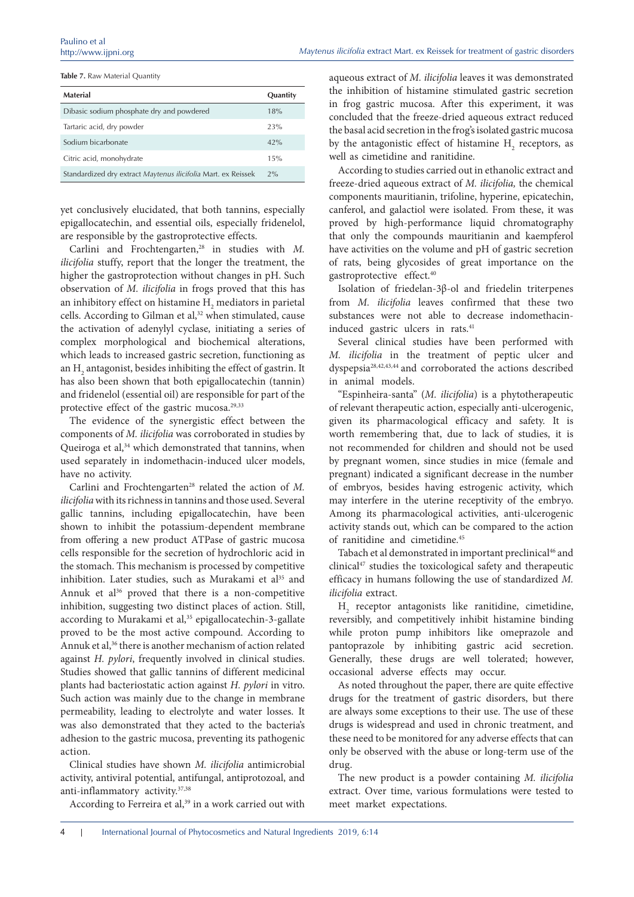**Table 7.** Raw Material Quantity

| Material | Quantity |
|---|---|
| Dibasic sodium phosphate dry and powdered | 18% |
| Tartaric acid, dry powder | 23% |
| Sodium bicarbonate | 42% |
| Citric acid, monohydrate | 15% |
| Standardized dry extract *Maytenus ilicifolia* Mart. ex Reissek | 2% |

yet conclusively elucidated, that both tannins, especially epigallocatechin, and essential oils, especially fridenelol, are responsible by the gastroprotective effects.

Carlini and Frochtengarten,[28] in studies with *M. ilicifolia* stuffy, report that the longer the treatment, the higher the gastroprotection without changes in pH. Such observation of *M. ilicifolia* in frogs proved that this has an inhibitory effect on histamine $H_2$ mediators in parietal cells. According to Gilman et al,[32] when stimulated, cause the activation of adenylyl cyclase, initiating a series of complex morphological and biochemical alterations, which leads to increased gastric secretion, functioning as an $H_2$ antagonist, besides inhibiting the effect of gastrin. It has also been shown that both epigallocatechin (tannin) and fridenelol (essential oil) are responsible for part of the protective effect of the gastric mucosa.[29,33]

The evidence of the synergistic effect between the components of *M. ilicifolia* was corroborated in studies by Queiroga et al,[34] which demonstrated that tannins, when used separately in indomethacin-induced ulcer models, have no activity.

Carlini and Frochtengarten[28] related the action of *M. ilicifolia* with its richness in tannins and those used. Several gallic tannins, including epigallocatechin, have been shown to inhibit the potassium-dependent membrane from offering a new product ATPase of gastric mucosa cells responsible for the secretion of hydrochloric acid in the stomach. This mechanism is processed by competitive inhibition. Later studies, such as Murakami et al[35] and Annuk et al[36] proved that there is a non-competitive inhibition, suggesting two distinct places of action. Still, according to Murakami et al,[35] epigallocatechin-3-gallate proved to be the most active compound. According to Annuk et al,[36] there is another mechanism of action related against *H. pylori*, frequently involved in clinical studies. Studies showed that gallic tannins of different medicinal plants had bacteriostatic action against *H. pylori* in vitro. Such action was mainly due to the change in membrane permeability, leading to electrolyte and water losses. It was also demonstrated that they acted to the bacteria's adhesion to the gastric mucosa, preventing its pathogenic action.

Clinical studies have shown *M. ilicifolia* antimicrobial activity, antiviral potential, antifungal, antiprotozoal, and anti-inflammatory activity.[37,38]

According to Ferreira et al,[39] in a work carried out with aqueous extract of *M. ilicifolia* leaves it was demonstrated the inhibition of histamine stimulated gastric secretion in frog gastric mucosa. After this experiment, it was concluded that the freeze-dried aqueous extract reduced the basal acid secretion in the frog's isolated gastric mucosa by the antagonistic effect of histamine $H_2$ receptors, as well as cimetidine and ranitidine.

According to studies carried out in ethanolic extract and freeze-dried aqueous extract of *M. ilicifolia,* the chemical components mauritianin, trifoline, hyperine, epicatechin, canferol, and galactiol were isolated. From these, it was proved by high-performance liquid chromatography that only the compounds mauritianin and kaempferol have activities on the volume and pH of gastric secretion of rats, being glycosides of great importance on the gastroprotective effect.[40]

Isolation of friedelan-3β-ol and friedelin triterpenes from *M. ilicifolia* leaves confirmed that these two substances were not able to decrease indomethacin-induced gastric ulcers in rats.[41]

Several clinical studies have been performed with *M. ilicifolia* in the treatment of peptic ulcer and dyspepsia[28,42,43,44] and corroborated the actions described in animal models.

"Espinheira-santa" (*M. ilicifolia*) is a phytotherapeutic of relevant therapeutic action, especially anti-ulcerogenic, given its pharmacological efficacy and safety. It is worth remembering that, due to lack of studies, it is not recommended for children and should not be used by pregnant women, since studies in mice (female and pregnant) indicated a significant decrease in the number of embryos, besides having estrogenic activity, which may interfere in the uterine receptivity of the embryo. Among its pharmacological activities, anti-ulcerogenic activity stands out, which can be compared to the action of ranitidine and cimetidine.[45]

Tabach et al demonstrated in important preclinical[46] and clinical[47] studies the toxicological safety and therapeutic efficacy in humans following the use of standardized *M. ilicifolia* extract.

$H_2$ receptor antagonists like ranitidine, cimetidine, reversibly, and competitively inhibit histamine binding while proton pump inhibitors like omeprazole and pantoprazole by inhibiting gastric acid secretion. Generally, these drugs are well tolerated; however, occasional adverse effects may occur.

As noted throughout the paper, there are quite effective drugs for the treatment of gastric disorders, but there are always some exceptions to their use. The use of these drugs is widespread and used in chronic treatment, and these need to be monitored for any adverse effects that can only be observed with the abuse or long-term use of the drug.

The new product is a powder containing *M. ilicifolia* extract. Over time, various formulations were tested to meet market expectations.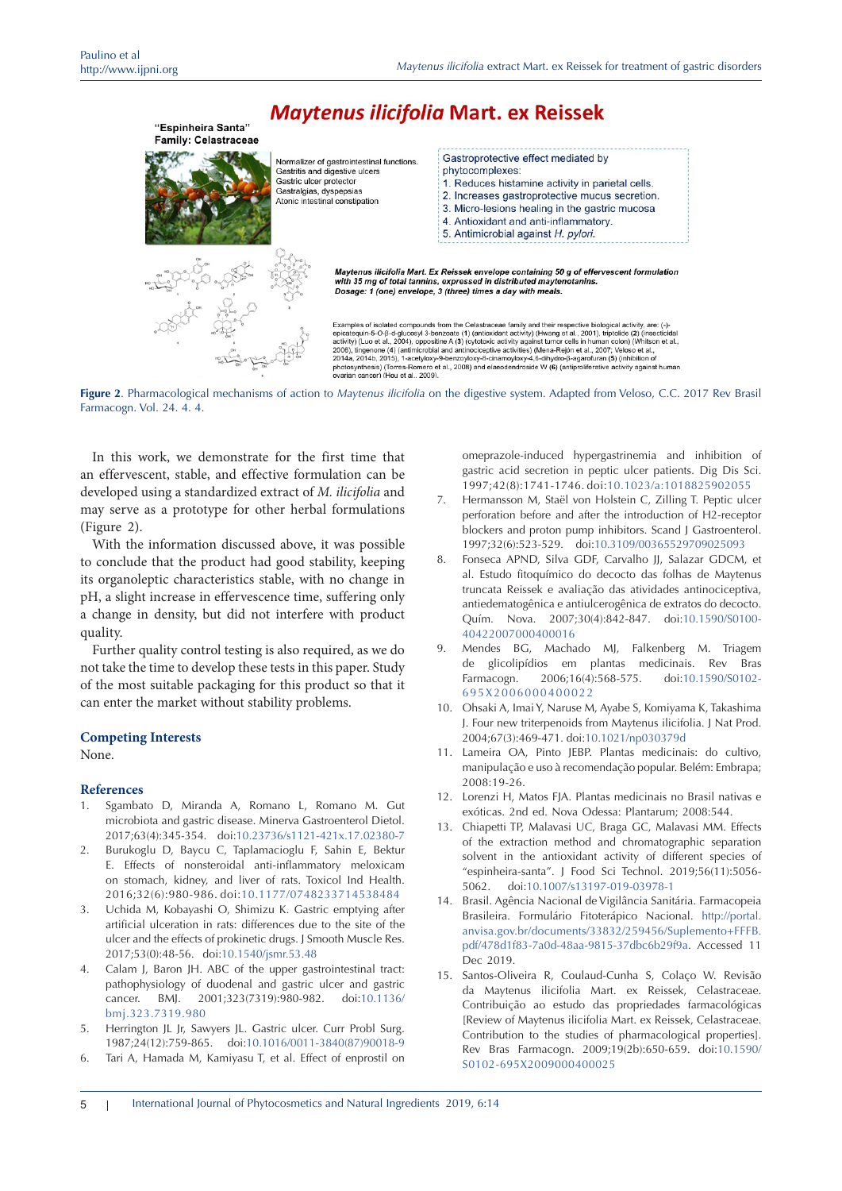Figure 2. Pharmacological mechanisms of action to *Maytenus ilicifolia* on the digestive system. Adapted from Veloso, C.C. 2017 Rev Brasil Farmacogn. Vol. 24. 4. 4.

In this work, we demonstrate for the first time that an effervescent, stable, and effective formulation can be developed using a standardized extract of *M. ilicifolia* and may serve as a prototype for other herbal formulations (Figure 2).

With the information discussed above, it was possible to conclude that the product had good stability, keeping its organoleptic characteristics stable, with no change in pH, a slight increase in effervescence time, suffering only a change in density, but did not interfere with product quality.

Further quality control testing is also required, as we do not take the time to develop these tests in this paper. Study of the most suitable packaging for this product so that it can enter the market without stability problems.

## Competing Interests

None.

## References

1. Sgambato D, Miranda A, Romano L, Romano M. Gut microbiota and gastric disease. Minerva Gastroenterol Dietol. 2017;63(4):345-354. doi:10.23736/s1121-421x.17.02380-7
2. Burukoglu D, Baycu C, Taplamacioglu F, Sahin E, Bektur E. Effects of nonsteroidal anti-inflammatory meloxicam on stomach, kidney, and liver of rats. Toxicol Ind Health. 2016;32(6):980-986. doi:10.1177/0748233714538484
3. Uchida M, Kobayashi O, Shimizu K. Gastric emptying after artificial ulceration in rats: differences due to the site of the ulcer and the effects of prokinetic drugs. J Smooth Muscle Res. 2017;53(0):48-56. doi:10.1540/jsmr.53.48
4. Calam J, Baron JH. ABC of the upper gastrointestinal tract: pathophysiology of duodenal and gastric ulcer and gastric cancer. BMJ. 2001;323(7319):980-982. doi:10.1136/bmj.323.7319.980
5. Herrington JL Jr, Sawyers JL. Gastric ulcer. Curr Probl Surg. 1987;24(12):759-865. doi:10.1016/0011-3840(87)90018-9
6. Tari A, Hamada M, Kamiyasu T, et al. Effect of enprostil on omeprazole-induced hypergastrinemia and inhibition of gastric acid secretion in peptic ulcer patients. Dig Dis Sci. 1997;42(8):1741-1746. doi:10.1023/a:1018825902055
7. Hermansson M, Staël von Holstein C, Zilling T. Peptic ulcer perforation before and after the introduction of H2-receptor blockers and proton pump inhibitors. Scand J Gastroenterol. 1997;32(6):523-529. doi:10.3109/00365529709025093
8. Fonseca APND, Silva GDF, Carvalho JJ, Salazar GDCM, et al. Estudo fitoquímico do decocto das folhas de Maytenus truncata Reissek e avaliação das atividades antinociceptiva, antiedematogênica e antiulcerogênica de extratos do decocto. Quím. Nova. 2007;30(4):842-847. doi:10.1590/S0100-40422007000400016
9. Mendes BG, Machado MJ, Falkenberg M. Triagem de glicolipídios em plantas medicinais. Rev Bras Farmacogn. 2006;16(4):568-575. doi:10.1590/S0102-695X2006000400022
10. Ohsaki A, Imai Y, Naruse M, Ayabe S, Komiyama K, Takashima J. Four new triterpenoids from Maytenus ilicifolia. J Nat Prod. 2004;67(3):469-471. doi:10.1021/np030379d
11. Lameira OA, Pinto JEBP. Plantas medicinais: do cultivo, manipulação e uso à recomendação popular. Belém: Embrapa; 2008:19-26.
12. Lorenzi H, Matos FJA. Plantas medicinais no Brasil nativas e exóticas. 2nd ed. Nova Odessa: Plantarum; 2008:544.
13. Chiapetti TP, Malavasi UC, Braga GC, Malavasi MM. Effects of the extraction method and chromatographic separation solvent in the antioxidant activity of different species of "espinheira-santa". J Food Sci Technol. 2019;56(11):5056-5062. doi:10.1007/s13197-019-03978-1
14. Brasil. Agência Nacional de Vigilância Sanitária. Farmacopeia Brasileira. Formulário Fitoterápico Nacional. http://portal.anvisa.gov.br/documents/33832/259456/Suplemento+FFFB.pdf/478d1f83-7a0d-48aa-9815-37dbc6b29f9a. Accessed 11 Dec 2019.
15. Santos-Oliveira R, Coulaud-Cunha S, Colaço W. Revisão da Maytenus ilicifolia Mart. ex Reissek, Celastraceae. Contribuição ao estudo das propriedades farmacológicas [Review of Maytenus ilicifolia Mart. ex Reissek, Celastraceae. Contribution to the studies of pharmacological properties]. Rev Bras Farmacogn. 2009;19(2b):650-659. doi:10.1590/S0102-695X2009000400025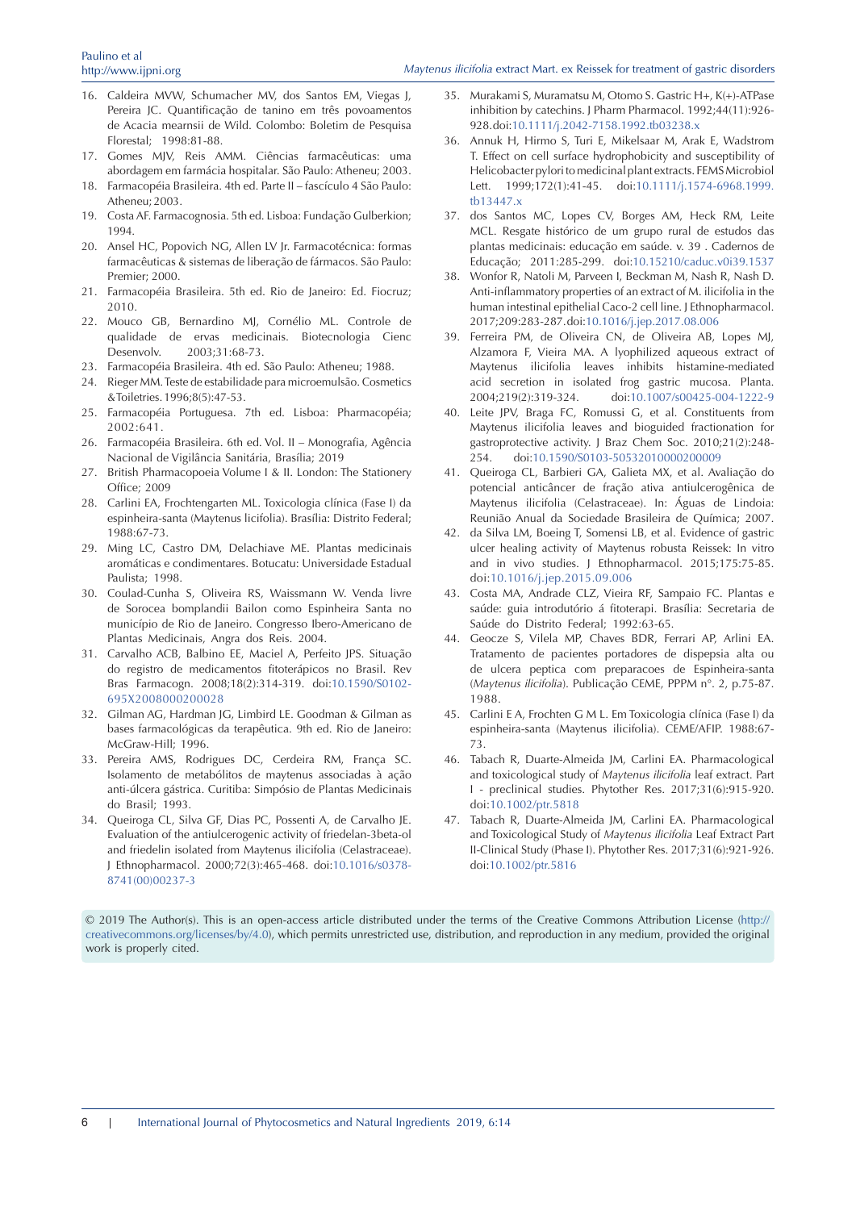16. Caldeira MVW, Schumacher MV, dos Santos EM, Viegas J, Pereira JC. Quantificação de tanino em três povoamentos de Acacia mearnsii de Wild. Colombo: Boletim de Pesquisa Florestal; 1998:81-88.
17. Gomes MJV, Reis AMM. Ciências farmacêuticas: uma abordagem em farmácia hospitalar. São Paulo: Atheneu; 2003.
18. Farmacopéia Brasileira. 4th ed. Parte II – fascículo 4 São Paulo: Atheneu; 2003.
19. Costa AF. Farmacognosia. 5th ed. Lisboa: Fundação Gulberkion; 1994.
20. Ansel HC, Popovich NG, Allen LV Jr. Farmacotécnica: formas farmacêuticas & sistemas de liberação de fármacos. São Paulo: Premier; 2000.
21. Farmacopéia Brasileira. 5th ed. Rio de Janeiro: Ed. Fiocruz; 2010.
22. Mouco GB, Bernardino MJ, Cornélio ML. Controle de qualidade de ervas medicinais. Biotecnologia Cienc Desenvolv. 2003;31:68-73.
23. Farmacopéia Brasileira. 4th ed. São Paulo: Atheneu; 1988.
24. Rieger MM. Teste de estabilidade para microemulsão. Cosmetics &Toiletries. 1996;8(5):47-53.
25. Farmacopéia Portuguesa. 7th ed. Lisboa: Pharmacopéia; 2002:641.
26. Farmacopéia Brasileira. 6th ed. Vol. II – Monografia, Agência Nacional de Vigilância Sanitária, Brasília; 2019
27. British Pharmacopoeia Volume I & II. London: The Stationery Office; 2009
28. Carlini EA, Frochtengarten ML. Toxicologia clínica (Fase I) da espinheira-santa (Maytenus licifolia). Brasília: Distrito Federal; 1988:67-73.
29. Ming LC, Castro DM, Delachiave ME. Plantas medicinais aromáticas e condimentares. Botucatu: Universidade Estadual Paulista; 1998.
30. Coulad-Cunha S, Oliveira RS, Waissmann W. Venda livre de Sorocea bomplandii Bailon como Espinheira Santa no município de Rio de Janeiro. Congresso Ibero-Americano de Plantas Medicinais, Angra dos Reis. 2004.
31. Carvalho ACB, Balbino EE, Maciel A, Perfeito JPS. Situação do registro de medicamentos fitoterápicos no Brasil. Rev Bras Farmacogn. 2008;18(2):314-319. doi:10.1590/S0102-695X2008000200028
32. Gilman AG, Hardman JG, Limbird LE. Goodman & Gilman as bases farmacológicas da terapêutica. 9th ed. Rio de Janeiro: McGraw-Hill; 1996.
33. Pereira AMS, Rodrigues DC, Cerdeira RM, França SC. Isolamento de metabólitos de maytenus associadas à ação anti-úlcera gástrica. Curitiba: Simpósio de Plantas Medicinais do Brasil; 1993.
34. Queiroga CL, Silva GF, Dias PC, Possenti A, de Carvalho JE. Evaluation of the antiulcerogenic activity of friedelan-3beta-ol and friedelin isolated from Maytenus ilicifolia (Celastraceae). J Ethnopharmacol. 2000;72(3):465-468. doi:10.1016/s0378-8741(00)00237-3
35. Murakami S, Muramatsu M, Otomo S. Gastric H+, K(+)-ATPase inhibition by catechins. J Pharm Pharmacol. 1992;44(11):926-928.doi:10.1111/j.2042-7158.1992.tb03238.x
36. Annuk H, Hirmo S, Turi E, Mikelsaar M, Arak E, Wadstrom T. Effect on cell surface hydrophobicity and susceptibility of Helicobacter pylori to medicinal plant extracts. FEMS Microbiol Lett. 1999;172(1):41-45. doi:10.1111/j.1574-6968.1999.tb13447.x
37. dos Santos MC, Lopes CV, Borges AM, Heck RM, Leite MCL. Resgate histórico de um grupo rural de estudos das plantas medicinais: educação em saúde. v. 39 . Cadernos de Educação; 2011:285-299. doi:10.15210/caduc.v0i39.1537
38. Wonfor R, Natoli M, Parveen I, Beckman M, Nash R, Nash D. Anti-inflammatory properties of an extract of M. ilicifolia in the human intestinal epithelial Caco-2 cell line. J Ethnopharmacol. 2017;209:283-287.doi:10.1016/j.jep.2017.08.006
39. Ferreira PM, de Oliveira CN, de Oliveira AB, Lopes MJ, Alzamora F, Vieira MA. A lyophilized aqueous extract of Maytenus ilicifolia leaves inhibits histamine-mediated acid secretion in isolated frog gastric mucosa. Planta. 2004;219(2):319-324. doi:10.1007/s00425-004-1222-9
40. Leite JPV, Braga FC, Romussi G, et al. Constituents from Maytenus ilicifolia leaves and bioguided fractionation for gastroprotective activity. J Braz Chem Soc. 2010;21(2):248-254. doi:10.1590/S0103-50532010000200009
41. Queiroga CL, Barbieri GA, Galieta MX, et al. Avaliação do potencial anticâncer de fração ativa antiulcerogênica de Maytenus ilicifolia (Celastraceae). In: Águas de Lindoia: Reunião Anual da Sociedade Brasileira de Química; 2007.
42. da Silva LM, Boeing T, Somensi LB, et al. Evidence of gastric ulcer healing activity of Maytenus robusta Reissek: In vitro and in vivo studies. J Ethnopharmacol. 2015;175:75-85. doi:10.1016/j.jep.2015.09.006
43. Costa MA, Andrade CLZ, Vieira RF, Sampaio FC. Plantas e saúde: guia introdutório á fitoterapi. Brasília: Secretaria de Saúde do Distrito Federal; 1992:63-65.
44. Geocze S, Vilela MP, Chaves BDR, Ferrari AP, Arlini EA. Tratamento de pacientes portadores de dispepsia alta ou de ulcera peptica com preparacoes de Espinheira-santa (*Maytenus ilicifolia*). Publicação CEME, PPPM n°. 2, p.75-87. 1988.
45. Carlini E A, Frochten G M L. Em Toxicologia clínica (Fase I) da espinheira-santa (Maytenus ilicifolia). CEME/AFIP. 1988:67-73.
46. Tabach R, Duarte-Almeida JM, Carlini EA. Pharmacological and toxicological study of *Maytenus ilicifolia* leaf extract. Part I - preclinical studies. Phytother Res. 2017;31(6):915-920. doi:10.1002/ptr.5818
47. Tabach R, Duarte-Almeida JM, Carlini EA. Pharmacological and Toxicological Study of *Maytenus ilicifolia* Leaf Extract Part II-Clinical Study (Phase I). Phytother Res. 2017;31(6):921-926. doi:10.1002/ptr.5816

© 2019 The Author(s). This is an open-access article distributed under the terms of the Creative Commons Attribution License (http://creativecommons.org/licenses/by/4.0), which permits unrestricted use, distribution, and reproduction in any medium, provided the original work is properly cited.